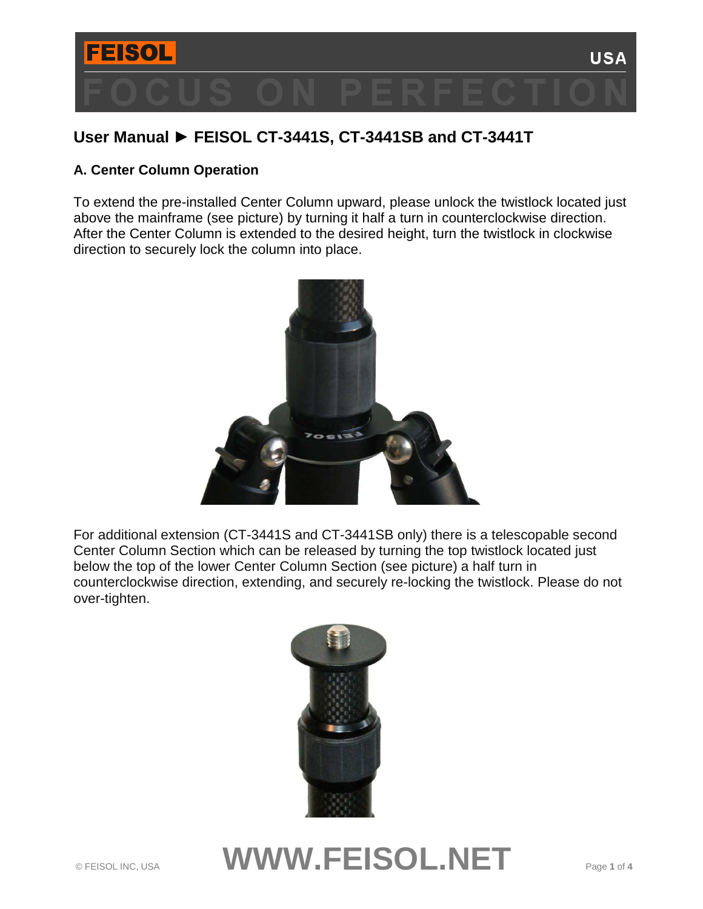# User Manual ► FEISOL CT-3441S, CT-3441SB and CT-3441T

## A. Center Column Operation

To extend the pre-installed Center Column upward, please unlock the twistlock located just above the mainframe (see picture) by turning it half a turn in counterclockwise direction. After the Center Column is extended to the desired height, turn the twistlock in clockwise direction to securely lock the column into place.

For additional extension (CT-3441S and CT-3441SB only) there is a telescopable second Center Column Section which can be released by turning the top twistlock located just below the top of the lower Center Column Section (see picture) a half turn in counterclockwise direction, extending, and securely re-locking the twistlock. Please do not over-tighten.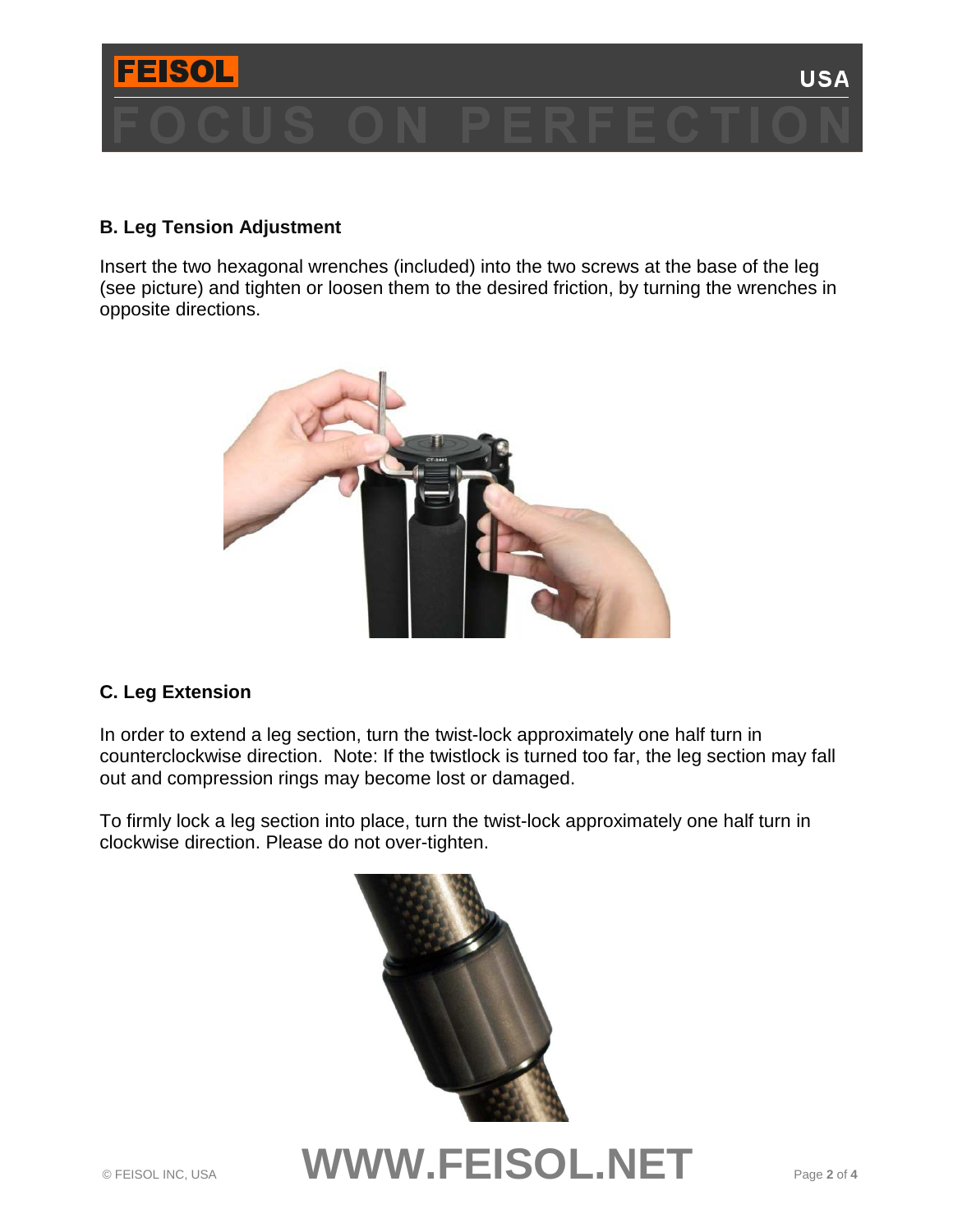## B. Leg Tension Adjustment

Insert the two hexagonal wrenches (included) into the two screws at the base of the leg (see picture) and tighten or loosen them to the desired friction, by turning the wrenches in opposite directions.

## C. Leg Extension

In order to extend a leg section, turn the twist-lock approximately one half turn in counterclockwise direction. Note: If the twistlock is turned too far, the leg section may fall out and compression rings may become lost or damaged.

To firmly lock a leg section into place, turn the twist-lock approximately one half turn in clockwise direction. Please do not over-tighten.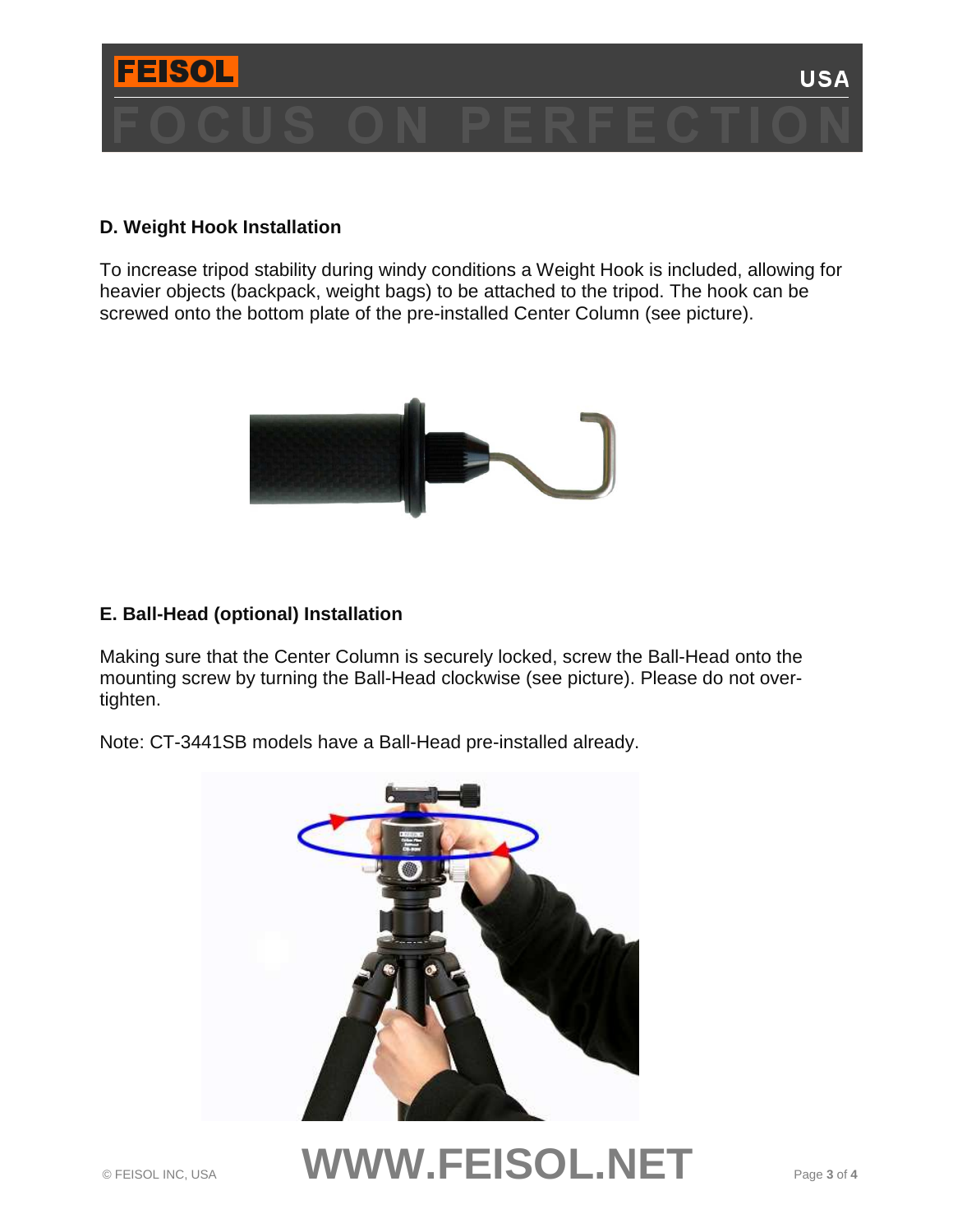## D. Weight Hook Installation

To increase tripod stability during windy conditions a Weight Hook is included, allowing for heavier objects (backpack, weight bags) to be attached to the tripod. The hook can be screwed onto the bottom plate of the pre-installed Center Column (see picture).

## E. Ball-Head (optional) Installation

Making sure that the Center Column is securely locked, screw the Ball-Head onto the mounting screw by turning the Ball-Head clockwise (see picture). Please do not over-tighten.

Note: CT-3441SB models have a Ball-Head pre-installed already.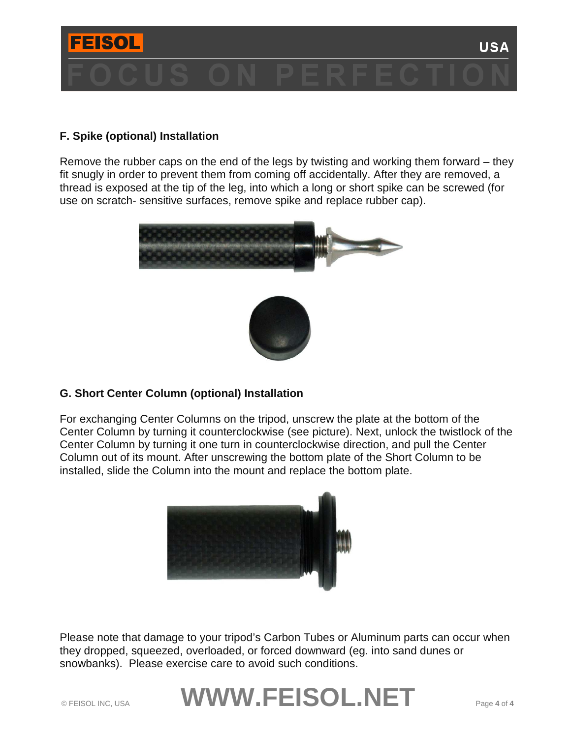### F. Spike (optional) Installation

Remove the rubber caps on the end of the legs by twisting and working them forward – they fit snugly in order to prevent them from coming off accidentally. After they are removed, a thread is exposed at the tip of the leg, into which a long or short spike can be screwed (for use on scratch- sensitive surfaces, remove spike and replace rubber cap).

### G. Short Center Column (optional) Installation

For exchanging Center Columns on the tripod, unscrew the plate at the bottom of the Center Column by turning it counterclockwise (see picture). Next, unlock the twistlock of the Center Column by turning it one turn in counterclockwise direction, and pull the Center Column out of its mount. After unscrewing the bottom plate of the Short Column to be installed, slide the Column into the mount and replace the bottom plate.

Please note that damage to your tripod's Carbon Tubes or Aluminum parts can occur when they dropped, squeezed, overloaded, or forced downward (eg. into sand dunes or snowbanks). Please exercise care to avoid such conditions.